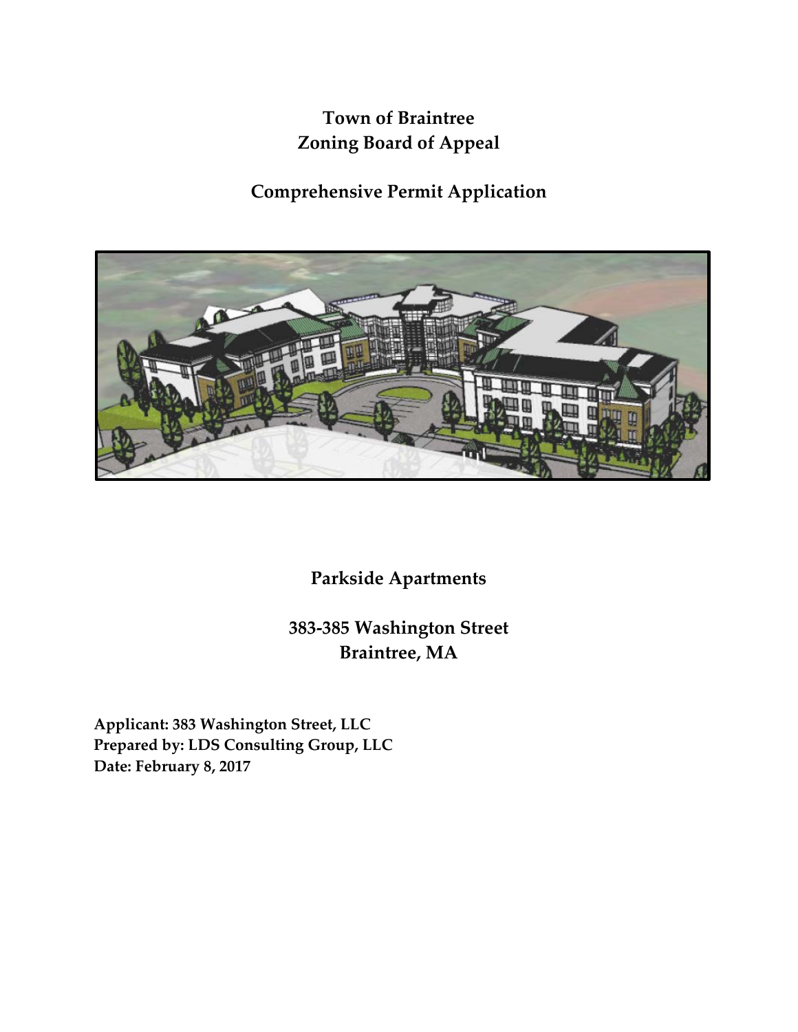# Town of Braintree
# Zoning Board of Appeal

## Comprehensive Permit Application

## Parkside Apartments

### 383-385 Washington Street
### Braintree, MA

**Applicant: 383 Washington Street, LLC**
**Prepared by: LDS Consulting Group, LLC**
**Date: February 8, 2017**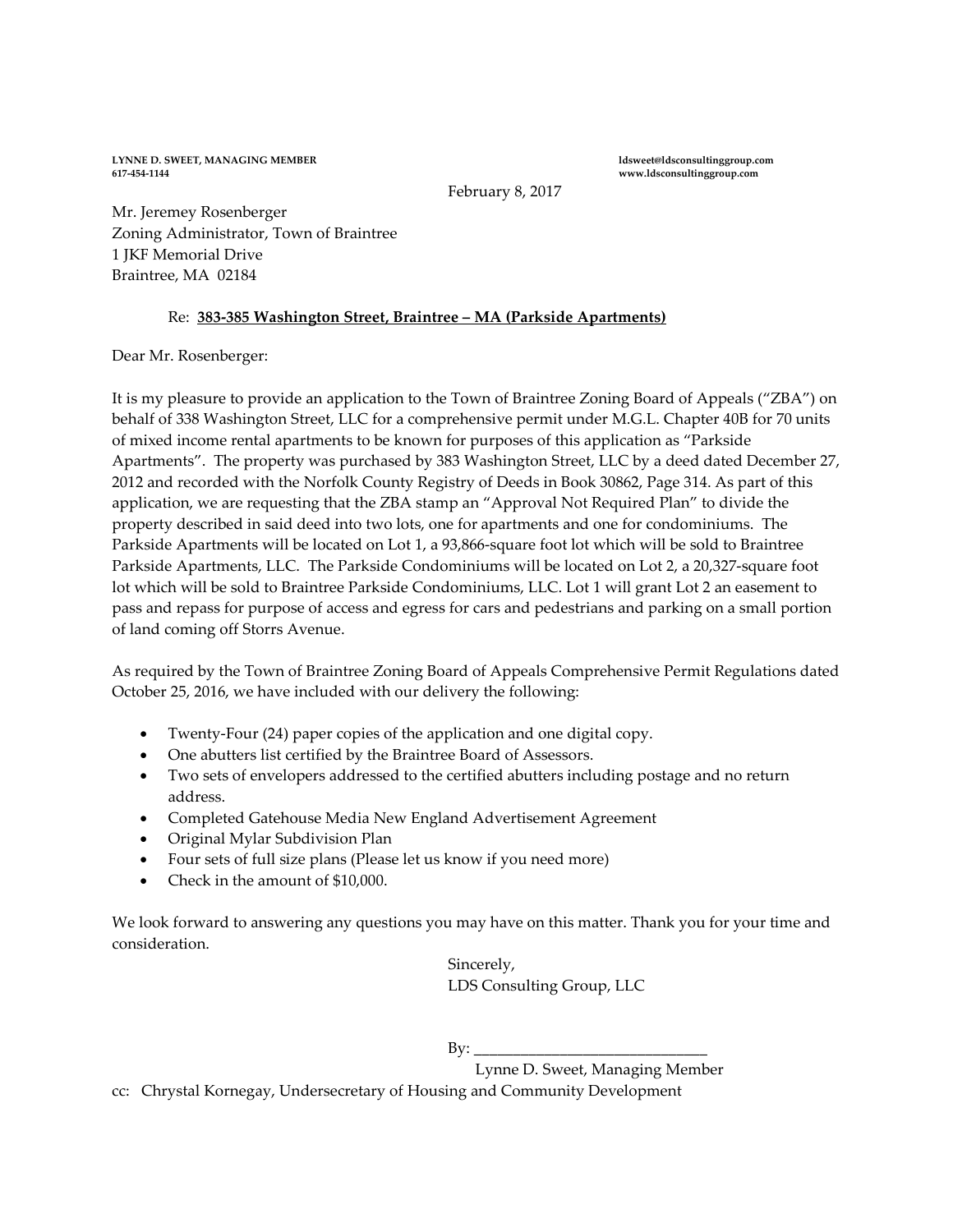**LYNNE D. SWEET, MANAGING MEMBER**
**617-454-1144**

**ldsweet@ldsconsultinggroup.com**
**www.ldsconsultinggroup.com**

February 8, 2017

Mr. Jeremey Rosenberger
Zoning Administrator, Town of Braintree
1 JKF Memorial Drive
Braintree, MA 02184

Re: **383-385 Washington Street, Braintree – MA (Parkside Apartments)**

Dear Mr. Rosenberger:

It is my pleasure to provide an application to the Town of Braintree Zoning Board of Appeals ("ZBA") on behalf of 338 Washington Street, LLC for a comprehensive permit under M.G.L. Chapter 40B for 70 units of mixed income rental apartments to be known for purposes of this application as "Parkside Apartments". The property was purchased by 383 Washington Street, LLC by a deed dated December 27, 2012 and recorded with the Norfolk County Registry of Deeds in Book 30862, Page 314. As part of this application, we are requesting that the ZBA stamp an "Approval Not Required Plan" to divide the property described in said deed into two lots, one for apartments and one for condominiums. The Parkside Apartments will be located on Lot 1, a 93,866-square foot lot which will be sold to Braintree Parkside Apartments, LLC. The Parkside Condominiums will be located on Lot 2, a 20,327-square foot lot which will be sold to Braintree Parkside Condominiums, LLC. Lot 1 will grant Lot 2 an easement to pass and repass for purpose of access and egress for cars and pedestrians and parking on a small portion of land coming off Storrs Avenue.

As required by the Town of Braintree Zoning Board of Appeals Comprehensive Permit Regulations dated October 25, 2016, we have included with our delivery the following:

- Twenty-Four (24) paper copies of the application and one digital copy.
- One abutters list certified by the Braintree Board of Assessors.
- Two sets of envelopers addressed to the certified abutters including postage and no return address.
- Completed Gatehouse Media New England Advertisement Agreement
- Original Mylar Subdivision Plan
- Four sets of full size plans (Please let us know if you need more)
- Check in the amount of $10,000.

We look forward to answering any questions you may have on this matter. Thank you for your time and consideration.

Sincerely,
LDS Consulting Group, LLC

By: ______________________________
Lynne D. Sweet, Managing Member

cc: Chrystal Kornegay, Undersecretary of Housing and Community Development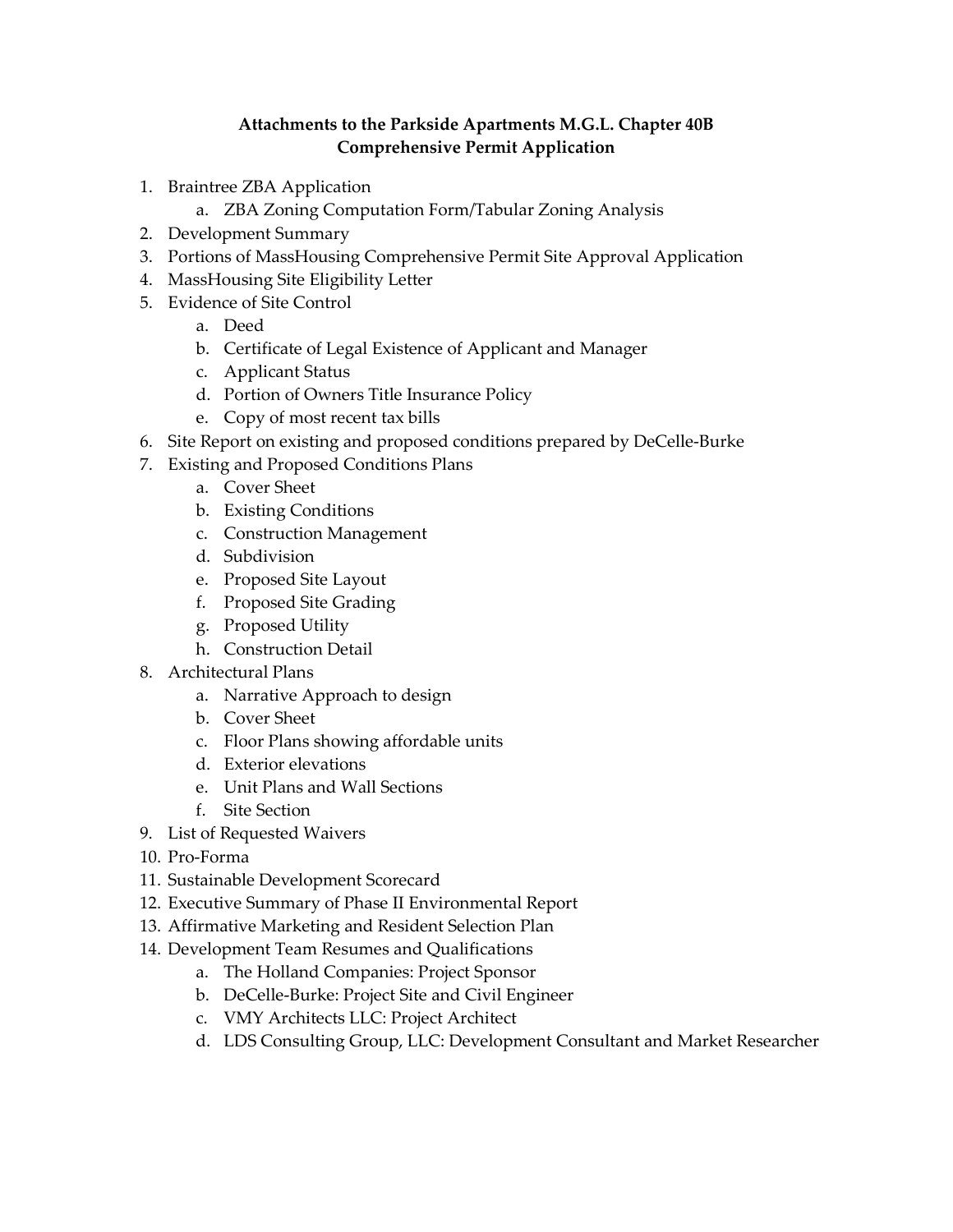# Attachments to the Parkside Apartments M.G.L. Chapter 40B Comprehensive Permit Application

1. Braintree ZBA Application
   a. ZBA Zoning Computation Form/Tabular Zoning Analysis
2. Development Summary
3. Portions of MassHousing Comprehensive Permit Site Approval Application
4. MassHousing Site Eligibility Letter
5. Evidence of Site Control
   a. Deed
   b. Certificate of Legal Existence of Applicant and Manager
   c. Applicant Status
   d. Portion of Owners Title Insurance Policy
   e. Copy of most recent tax bills
6. Site Report on existing and proposed conditions prepared by DeCelle-Burke
7. Existing and Proposed Conditions Plans
   a. Cover Sheet
   b. Existing Conditions
   c. Construction Management
   d. Subdivision
   e. Proposed Site Layout
   f. Proposed Site Grading
   g. Proposed Utility
   h. Construction Detail
8. Architectural Plans
   a. Narrative Approach to design
   b. Cover Sheet
   c. Floor Plans showing affordable units
   d. Exterior elevations
   e. Unit Plans and Wall Sections
   f. Site Section
9. List of Requested Waivers
10. Pro-Forma
11. Sustainable Development Scorecard
12. Executive Summary of Phase II Environmental Report
13. Affirmative Marketing and Resident Selection Plan
14. Development Team Resumes and Qualifications
    a. The Holland Companies: Project Sponsor
    b. DeCelle-Burke: Project Site and Civil Engineer
    c. VMY Architects LLC: Project Architect
    d. LDS Consulting Group, LLC: Development Consultant and Market Researcher